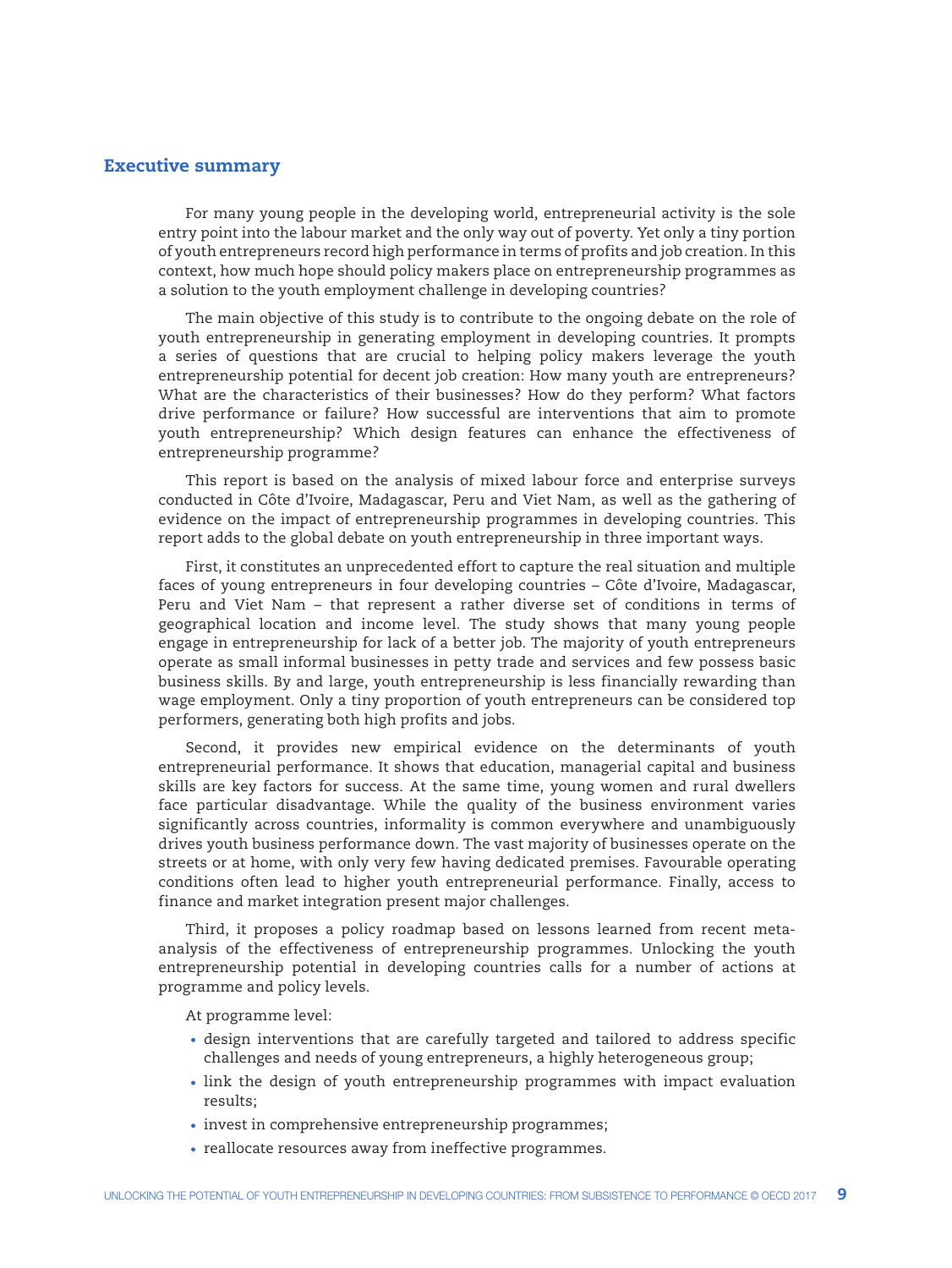# Executive summary

For many young people in the developing world, entrepreneurial activity is the sole entry point into the labour market and the only way out of poverty. Yet only a tiny portion of youth entrepreneurs record high performance in terms of profits and job creation. In this context, how much hope should policy makers place on entrepreneurship programmes as a solution to the youth employment challenge in developing countries?

The main objective of this study is to contribute to the ongoing debate on the role of youth entrepreneurship in generating employment in developing countries. It prompts a series of questions that are crucial to helping policy makers leverage the youth entrepreneurship potential for decent job creation: How many youth are entrepreneurs? What are the characteristics of their businesses? How do they perform? What factors drive performance or failure? How successful are interventions that aim to promote youth entrepreneurship? Which design features can enhance the effectiveness of entrepreneurship programme?

This report is based on the analysis of mixed labour force and enterprise surveys conducted in Côte d'Ivoire, Madagascar, Peru and Viet Nam, as well as the gathering of evidence on the impact of entrepreneurship programmes in developing countries. This report adds to the global debate on youth entrepreneurship in three important ways.

First, it constitutes an unprecedented effort to capture the real situation and multiple faces of young entrepreneurs in four developing countries – Côte d'Ivoire, Madagascar, Peru and Viet Nam – that represent a rather diverse set of conditions in terms of geographical location and income level. The study shows that many young people engage in entrepreneurship for lack of a better job. The majority of youth entrepreneurs operate as small informal businesses in petty trade and services and few possess basic business skills. By and large, youth entrepreneurship is less financially rewarding than wage employment. Only a tiny proportion of youth entrepreneurs can be considered top performers, generating both high profits and jobs.

Second, it provides new empirical evidence on the determinants of youth entrepreneurial performance. It shows that education, managerial capital and business skills are key factors for success. At the same time, young women and rural dwellers face particular disadvantage. While the quality of the business environment varies significantly across countries, informality is common everywhere and unambiguously drives youth business performance down. The vast majority of businesses operate on the streets or at home, with only very few having dedicated premises. Favourable operating conditions often lead to higher youth entrepreneurial performance. Finally, access to finance and market integration present major challenges.

Third, it proposes a policy roadmap based on lessons learned from recent meta-analysis of the effectiveness of entrepreneurship programmes. Unlocking the youth entrepreneurship potential in developing countries calls for a number of actions at programme and policy levels.

At programme level:

- design interventions that are carefully targeted and tailored to address specific challenges and needs of young entrepreneurs, a highly heterogeneous group;
- link the design of youth entrepreneurship programmes with impact evaluation results;
- invest in comprehensive entrepreneurship programmes;
- reallocate resources away from ineffective programmes.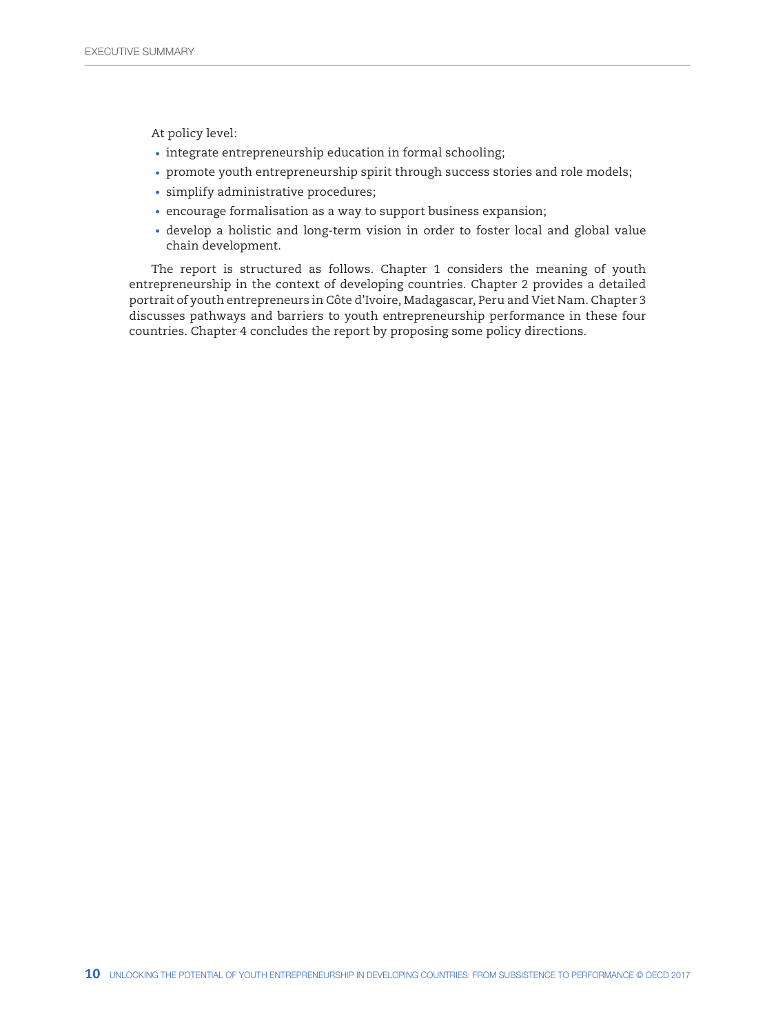At policy level:

- integrate entrepreneurship education in formal schooling;
- promote youth entrepreneurship spirit through success stories and role models;
- simplify administrative procedures;
- encourage formalisation as a way to support business expansion;
- develop a holistic and long-term vision in order to foster local and global value chain development.

The report is structured as follows. Chapter 1 considers the meaning of youth entrepreneurship in the context of developing countries. Chapter 2 provides a detailed portrait of youth entrepreneurs in Côte d'Ivoire, Madagascar, Peru and Viet Nam. Chapter 3 discusses pathways and barriers to youth entrepreneurship performance in these four countries. Chapter 4 concludes the report by proposing some policy directions.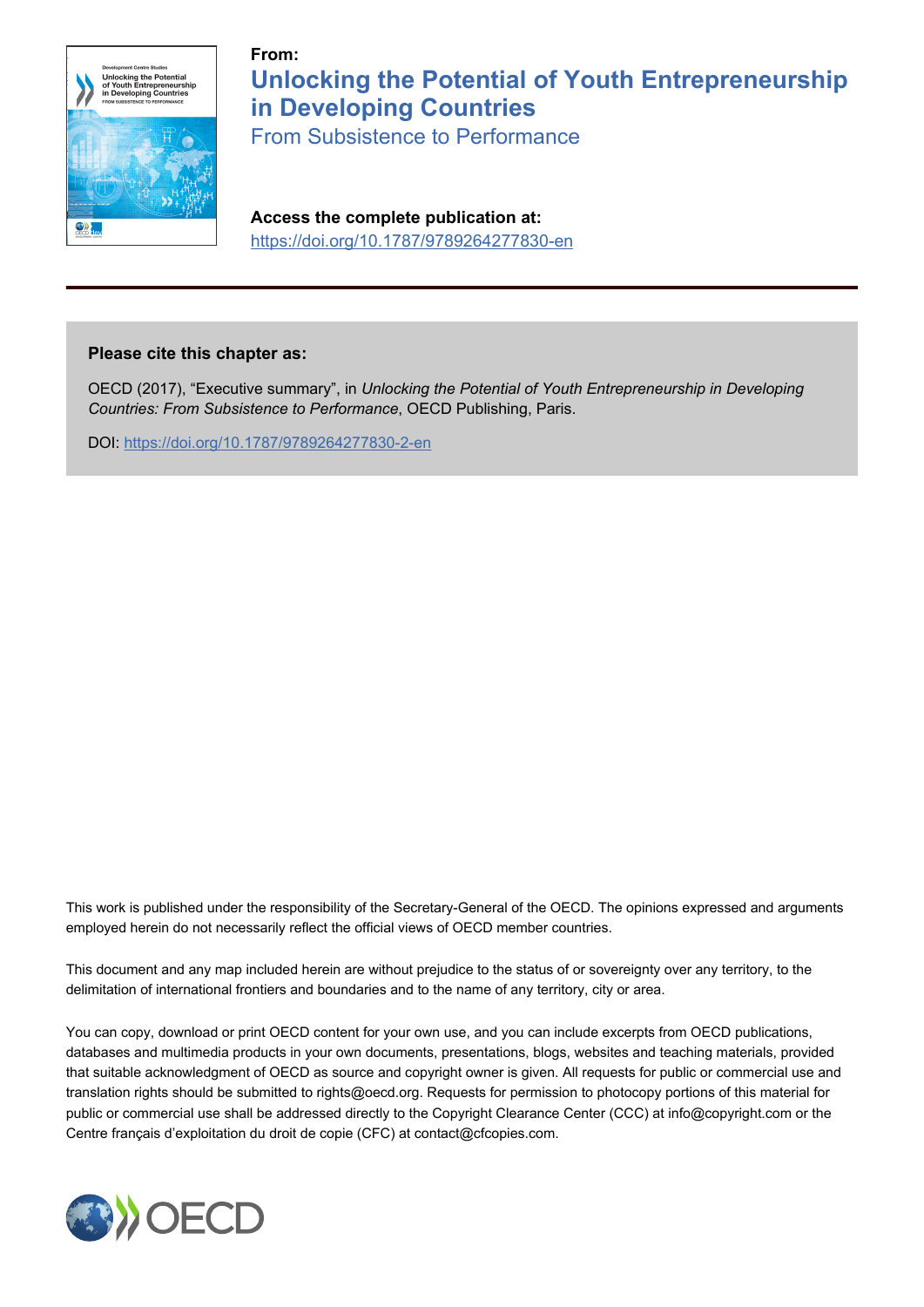**From:**

# Unlocking the Potential of Youth Entrepreneurship in Developing Countries

## From Subsistence to Performance

**Access the complete publication at:**

https://doi.org/10.1787/9789264277830-en

---

**Please cite this chapter as:**

OECD (2017), "Executive summary", in *Unlocking the Potential of Youth Entrepreneurship in Developing Countries: From Subsistence to Performance*, OECD Publishing, Paris.

DOI: https://doi.org/10.1787/9789264277830-2-en

This work is published under the responsibility of the Secretary-General of the OECD. The opinions expressed and arguments employed herein do not necessarily reflect the official views of OECD member countries.

This document and any map included herein are without prejudice to the status of or sovereignty over any territory, to the delimitation of international frontiers and boundaries and to the name of any territory, city or area.

You can copy, download or print OECD content for your own use, and you can include excerpts from OECD publications, databases and multimedia products in your own documents, presentations, blogs, websites and teaching materials, provided that suitable acknowledgment of OECD as source and copyright owner is given. All requests for public or commercial use and translation rights should be submitted to rights@oecd.org. Requests for permission to photocopy portions of this material for public or commercial use shall be addressed directly to the Copyright Clearance Center (CCC) at info@copyright.com or the Centre français d'exploitation du droit de copie (CFC) at contact@cfcopies.com.

OECD